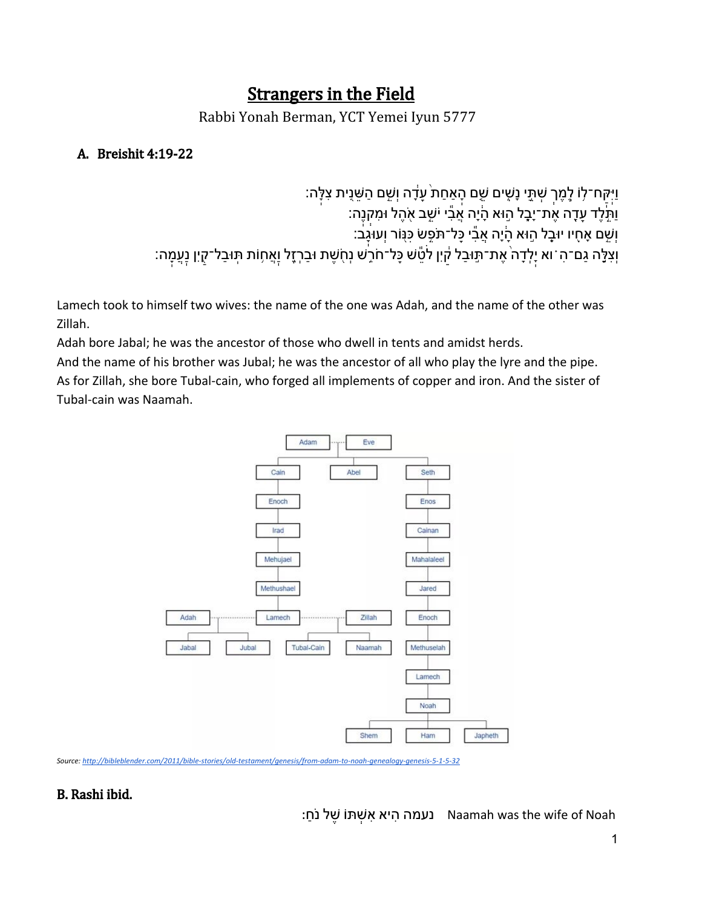# Strangers in the Field

Rabbi Yonah Berman, YCT Yemei Iyun 5777

## A. Breishit 4:19-22

וַיִּֽקַּֽח־ל֥וֹ לֶ֖מֶךְ שְׁתֵּ֣י נָשִׁ֑ים שֵׁ֤ם הָֽאַחַת֙ עָדָ֔ה וְשֵׁ֥ם הַשֵּׁנִ֖ית צִלָּֽה׃
וַתֵּ֥לֶד עָדָ֖ה אֶת־יָבָ֑ל ה֣וּא הָיָ֔ה אֲבִ֕י יֹשֵׁ֥ב אֹ֖הֶל וּמִקְנֶֽה׃
וְשֵׁ֥ם אָחִ֖יו יוּבָ֑ל ה֣וּא הָיָ֔ה אֲבִ֕י כָּל־תֹּפֵ֥שׂ כִּנּ֖וֹר וְעוּגָֽב׃
וְצִלָּ֣ה גַם־הִ֗וא יָֽלְדָה֙ אֶת־תּ֣וּבַל קַ֔יִן לֹטֵ֕שׁ כָּל־חֹרֵ֖שׁ נְחֹ֣שֶׁת וּבַרְזֶ֑ל וַאֲח֥וֹת תּֽוּבַל־קַ֖יִן נַעֲמָֽה׃

Lamech took to himself two wives: the name of the one was Adah, and the name of the other was Zillah.
Adah bore Jabal; he was the ancestor of those who dwell in tents and amidst herds.
And the name of his brother was Jubal; he was the ancestor of all who play the lyre and the pipe.
As for Zillah, she bore Tubal-cain, who forged all implements of copper and iron. And the sister of Tubal-cain was Naamah.

*Source: http://bibleblender.com/2011/bible-stories/old-testament/genesis/from-adam-to-noah-genealogy-genesis-5-1-5-32*

## B. Rashi ibid.

נעמה הִיא אִשְׁתּוֹ שֶׁל נֹחַ: Naamah was the wife of Noah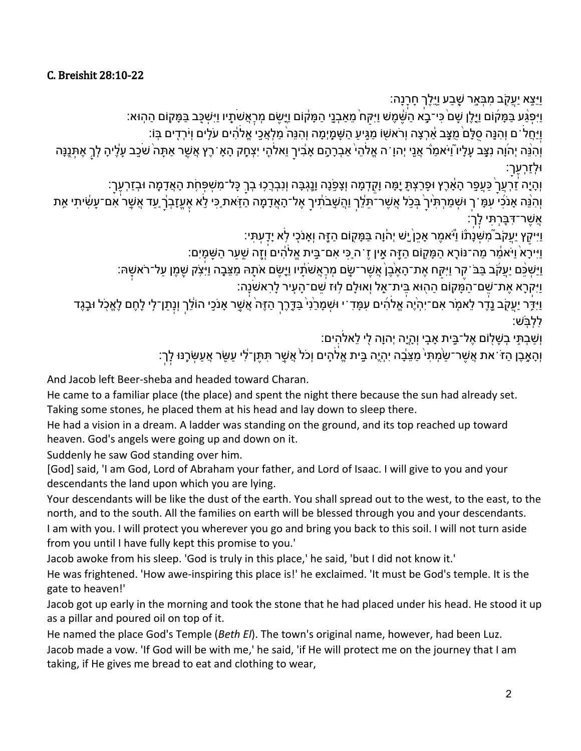**C. Breishit 28:10-22**

וַיֵּצֵ֥א יַעֲקֹ֖ב מִבְּאֵ֣ר שָׁ֑בַע וַיֵּ֖לֶךְ חָרָֽנָה׃

וַיִּפְגַּ֨ע בַּמָּק֜וֹם וַיָּ֤לֶן שָׁם֙ כִּי־בָ֣א הַשֶּׁ֔מֶשׁ וַיִּקַּח֙ מֵאַבְנֵ֣י הַמָּק֔וֹם וַיָּ֖שֶׂם מְרַאֲשֹׁתָ֑יו וַיִּשְׁכַּ֖ב בַּמָּק֥וֹם הַהֽוּא׃

וַיַּחֲלֹ֗ם וְהִנֵּ֤ה סֻלָּם֙ מֻצָּ֣ב אַ֔רְצָה וְרֹאשׁ֖וֹ מַגִּ֣יעַ הַשָּׁמָ֑יְמָה וְהִנֵּה֙ מַלְאֲכֵ֣י אֱלֹהִ֔ים עֹלִ֥ים וְיֹרְדִ֖ים בּֽוֹ׃

וְהִנֵּ֨ה יְהֹוָ֜ה נִצָּ֣ב עָלָיו֮ וַיֹּאמַר֒ אֲנִ֣י יְהֹוָ֗ה אֱלֹהֵי֙ אַבְרָהָ֣ם אָבִ֔יךָ וֵאלֹהֵ֖י יִצְחָ֑ק הָאָ֗רֶץ אֲשֶׁ֤ר אַתָּה֙ שֹׁכֵ֣ב עָלֶ֔יהָ לְךָ֥ אֶתְּנֶ֖נָּה וּלְזַרְעֶֽךָ׃

וְהָיָ֤ה זַרְעֲךָ֙ כַּעֲפַ֣ר הָאָ֔רֶץ וּפָרַצְתָּ֛ יָ֥מָּה וָקֵ֖דְמָה וְצָפֹ֣נָה וָנֶ֑גְבָּה וְנִבְרֲכ֥וּ בְךָ֛ כָּל־מִשְׁפְּחֹ֥ת הָאֲדָמָ֖ה וּבְזַרְעֶֽךָ׃

וְהִנֵּ֨ה אָנֹכִ֜י עִמָּ֗ךְ וּשְׁמַרְתִּ֙יךָ֙ בְּכֹ֣ל אֲשֶׁר־תֵּלֵ֔ךְ וַהֲשִׁ֣בֹתִ֔יךָ אֶל־הָאֲדָמָ֖ה הַזֹּ֑את כִּ֚י לֹ֣א אֶֽעֱזָבְךָ֔ עַ֚ד אֲשֶׁ֣ר אִם־עָשִׂ֔יתִי אֵ֥ת אֲשֶׁר־דִּבַּ֖רְתִּי לָֽךְ׃

וַיִּיקַ֣ץ יַעֲקֹב֮ מִשְּׁנָתוֹ֒ וַיֹּ֕אמֶר אָכֵן֙ יֵ֣שׁ יְהֹוָ֔ה בַּמָּק֖וֹם הַזֶּ֑ה וְאָנֹכִ֖י לֹ֥א יָדָֽעְתִּי׃

וַיִּירָא֙ וַיֹּאמַ֔ר מַה־נּוֹרָ֖א הַמָּק֣וֹם הַזֶּ֑ה אֵ֣ין זֶ֗ה כִּ֚י אִם־בֵּ֣ית אֱלֹהִ֔ים וְזֶ֖ה שַׁ֥עַר הַשָּׁמָֽיִם׃

וַיַּשְׁכֵּ֨ם יַעֲקֹ֜ב בַּבֹּ֗קֶר וַיִּקַּ֤ח אֶת־הָאֶ֙בֶן֙ אֲשֶׁר־שָׂ֣ם מְרַאֲשֹׁתָ֔יו וַיָּ֥שֶׂם אֹתָ֖הּ מַצֵּבָ֑ה וַיִּצֹ֥ק שֶׁ֖מֶן עַל־רֹאשָֽׁהּ׃

וַיִּקְרָ֛א אֶת־שֵֽׁם־הַמָּק֥וֹם הַה֖וּא בֵּֽית־אֵ֑ל וְאוּלָ֛ם ל֥וּז שֵׁם־הָעִ֖יר לָרִאשֹׁנָֽה׃

וַיִּדַּ֥ר יַעֲקֹ֖ב נֶ֣דֶר לֵאמֹ֑ר אִם־יִהְיֶ֨ה אֱלֹהִ֜ים עִמָּדִ֗י וּשְׁמָרַ֙נִי֙ בַּדֶּ֤רֶךְ הַזֶּה֙ אֲשֶׁ֣ר אָנֹכִ֣י הוֹלֵ֔ךְ וְנָֽתַן־לִ֥י לֶ֛חֶם לֶאֱכֹ֖ל וּבֶ֥גֶד לִלְבֹּֽשׁ׃

וְשַׁבְתִּ֥י בְשָׁל֖וֹם אֶל־בֵּ֣ית אָבִ֑י וְהָיָ֧ה יְהֹוָ֛ה לִ֖י לֵאלֹהִֽים׃

וְהָאֶ֣בֶן הַזֹּ֗את אֲשֶׁר־שַׂ֙מְתִּי֙ מַצֵּבָ֔ה יִהְיֶ֖ה בֵּ֣ית אֱלֹהִ֑ים וְכֹל֙ אֲשֶׁ֣ר תִּתֶּן־לִ֔י עַשֵּׂ֖ר אֲעַשְּׂרֶ֥נּוּ לָֽךְ׃

And Jacob left Beer-sheba and headed toward Charan.

He came to a familiar place (the place) and spent the night there because the sun had already set. Taking some stones, he placed them at his head and lay down to sleep there.

He had a vision in a dream. A ladder was standing on the ground, and its top reached up toward heaven. God's angels were going up and down on it.

Suddenly he saw God standing over him.

[God] said, 'I am God, Lord of Abraham your father, and Lord of Isaac. I will give to you and your descendants the land upon which you are lying.

Your descendants will be like the dust of the earth. You shall spread out to the west, to the east, to the north, and to the south. All the families on earth will be blessed through you and your descendants.

I am with you. I will protect you wherever you go and bring you back to this soil. I will not turn aside from you until I have fully kept this promise to you.'

Jacob awoke from his sleep. 'God is truly in this place,' he said, 'but I did not know it.'

He was frightened. 'How awe-inspiring this place is!' he exclaimed. 'It must be God's temple. It is the gate to heaven!'

Jacob got up early in the morning and took the stone that he had placed under his head. He stood it up as a pillar and poured oil on top of it.

He named the place God's Temple (*Beth El*). The town's original name, however, had been Luz.

Jacob made a vow. 'If God will be with me,' he said, 'if He will protect me on the journey that I am taking, if He gives me bread to eat and clothing to wear,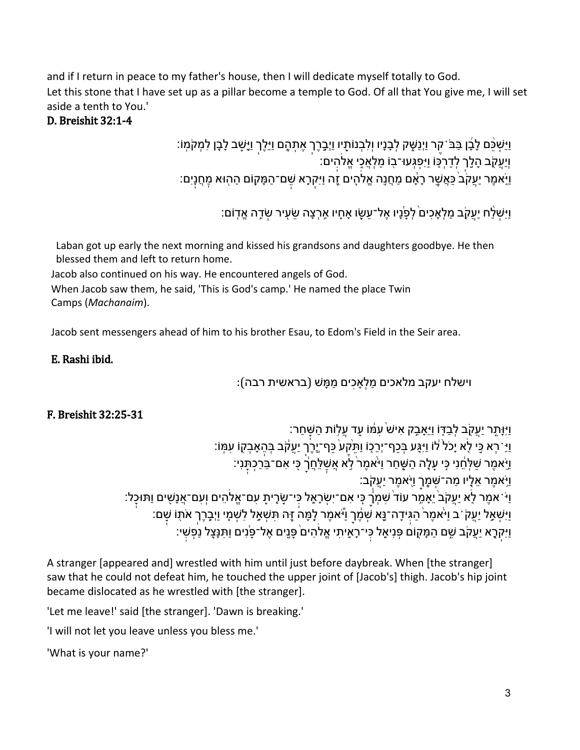and if I return in peace to my father's house, then I will dedicate myself totally to God.
Let this stone that I have set up as a pillar become a temple to God. Of all that You give me, I will set aside a tenth to You.'

### D. Breishit 32:1-4

וַיַּשְׁכֵּ֨ם לָבָ֜ן בַּבֹּ֗קֶר וַיְנַשֵּׁ֥ק לְבָנָ֛יו וְלִבְנוֹתָ֖יו וַיְבָ֣רֶךְ אֶתְהֶ֑ם וַיֵּ֛לֶךְ וַיָּ֥שָׁב לָבָ֖ן לִמְקֹמֽוֹ׃
וְיַעֲקֹ֖ב הָלַ֣ךְ לְדַרְכּ֑וֹ וַיִּפְגְּעוּ־ב֖וֹ מַלְאֲכֵ֥י אֱלֹהִֽים׃
וַיֹּ֤אמֶר יַעֲקֹב֙ כַּאֲשֶׁ֣ר רָאָ֔ם מַחֲנֵ֥ה אֱלֹהִ֖ים זֶ֑ה וַיִּקְרָ֛א שֵֽׁם־הַמָּק֥וֹם הַה֖וּא מַחֲנָֽיִם׃

וַיִּשְׁלַ֨ח יַעֲקֹ֤ב מַלְאָכִים֙ לְפָנָ֔יו אֶל־עֵשָׂ֖ו אָחִ֑יו אַ֥רְצָה שֵׂעִ֖יר שְׂדֵ֥ה אֱדֽוֹם׃

Laban got up early the next morning and kissed his grandsons and daughters goodbye. He then blessed them and left to return home.
Jacob also continued on his way. He encountered angels of God.
When Jacob saw them, he said, 'This is God's camp.' He named the place Twin Camps (*Machanaim*).

Jacob sent messengers ahead of him to his brother Esau, to Edom's Field in the Seir area.

### E. Rashi ibid.

וישלח יעקב מלאכים מַלְאָכִים מַמָּשׁ (בראשית רבה):

### F. Breishit 32:25-31

וַיִּוָּתֵ֥ר יַעֲקֹ֖ב לְבַדּ֑וֹ וַיֵּאָבֵ֥ק אִישׁ֙ עִמּ֔וֹ עַ֖ד עֲל֥וֹת הַשָּֽׁחַר׃
וַיַּ֗רְא כִּ֣י לֹ֤א יָכֹל֙ ל֔וֹ וַיִּגַּ֖ע בְּכַף־יְרֵכ֑וֹ וַתֵּ֙קַע֙ כַּף־יֶ֣רֶךְ יַעֲקֹ֔ב בְּהֵאָבְק֖וֹ עִמּֽוֹ׃
וַיֹּ֣אמֶר שַׁלְּחֵ֔נִי כִּ֥י עָלָ֖ה הַשָּׁ֑חַר וַיֹּ֙אמֶר֙ לֹ֣א אֲשַֽׁלֵּחֲךָ֔ כִּ֖י אִם־בֵּרַכְתָּֽנִי׃
וַיֹּ֥אמֶר אֵלָ֖יו מַה־שְּׁמֶ֑ךָ וַיֹּ֖אמֶר יַעֲקֹֽב׃
וַיֹּ֗אמֶר לֹ֤א יַעֲקֹב֙ יֵאָמֵ֥ר עוֹד֙ שִׁמְךָ֔ כִּ֖י אִם־יִשְׂרָאֵ֑ל כִּֽי־שָׂרִ֧יתָ עִם־אֱלֹהִ֛ים וְעִם־אֲנָשִׁ֖ים וַתּוּכָֽל׃
וַיִּשְׁאַ֣ל יַעֲקֹ֗ב וַיֹּ֙אמֶר֙ הַגִּֽידָה־נָּ֣א שְׁמֶ֔ךָ וַיֹּ֕אמֶר לָ֥מָּה זֶּ֖ה תִּשְׁאַ֣ל לִשְׁמִ֑י וַיְבָ֥רֶךְ אֹת֖וֹ שָֽׁם׃
וַיִּקְרָ֥א יַעֲקֹ֛ב שֵׁ֥ם הַמָּק֖וֹם פְּנִיאֵ֑ל כִּֽי־רָאִ֤יתִי אֱלֹהִים֙ פָּנִ֣ים אֶל־פָּנִ֔ים וַתִּנָּצֵ֖ל נַפְשִֽׁי׃

A stranger [appeared and] wrestled with him until just before daybreak. When [the stranger] saw that he could not defeat him, he touched the upper joint of [Jacob's] thigh. Jacob's hip joint became dislocated as he wrestled with [the stranger].

'Let me leave!' said [the stranger]. 'Dawn is breaking.'

'I will not let you leave unless you bless me.'

'What is your name?'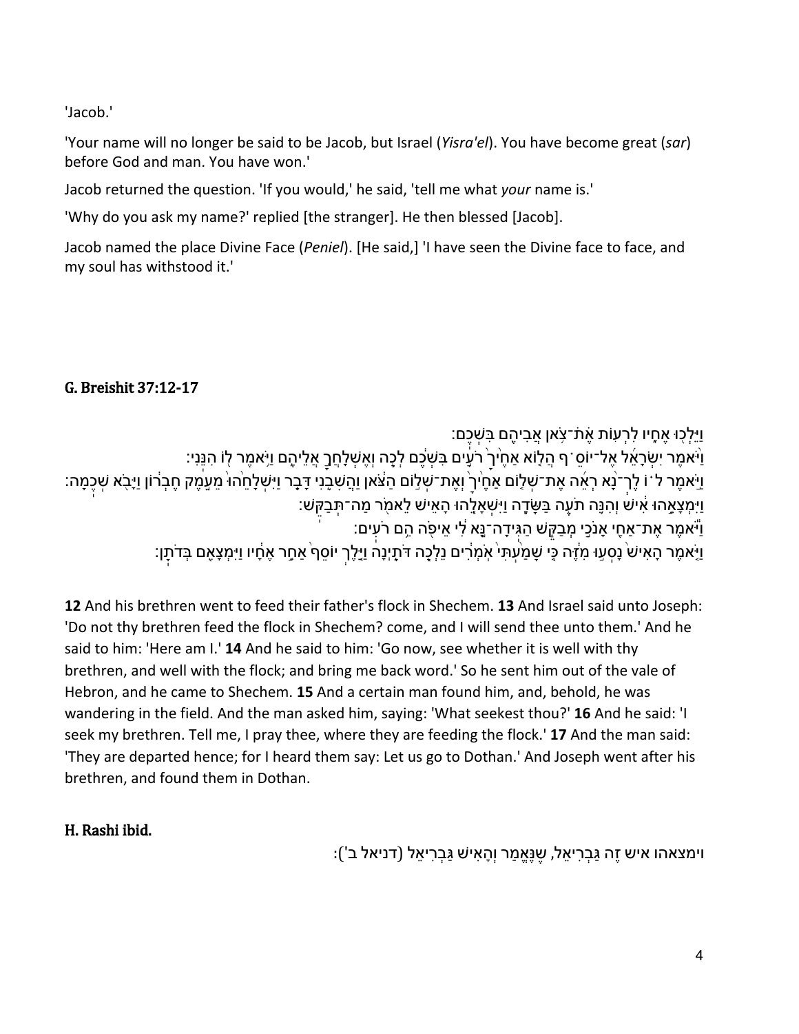'Jacob.'

'Your name will no longer be said to be Jacob, but Israel (*Yisra'el*). You have become great (*sar*) before God and man. You have won.'

Jacob returned the question. 'If you would,' he said, 'tell me what *your* name is.'

'Why do you ask my name?' replied [the stranger]. He then blessed [Jacob].

Jacob named the place Divine Face (*Peniel*). [He said,] 'I have seen the Divine face to face, and my soul has withstood it.'

### G. Breishit 37:12-17

וַיֵּלְכ֖וּ אֶחָ֑יו לִרְע֛וֹת אֶׄתׄ־צֹ֥אן אֲבִיהֶ֖ם בִּשְׁכֶֽם׃
וַיֹּ֨אמֶר יִשְׂרָאֵ֜ל אֶל־יוֹסֵ֗ף הֲל֤וֹא אַחֶ֙יךָ֙ רֹעִ֣ים בִּשְׁכֶ֔ם לְכָ֖ה וְאֶשְׁלָחֲךָ֣ אֲלֵיהֶ֑ם וַיֹּ֥אמֶר ל֖וֹ הִנֵּֽנִי׃
וַיֹּ֣אמֶר ל֗וֹ לֶךְ־נָ֨א רְאֵ֜ה אֶת־שְׁל֤וֹם אַחֶ֙יךָ֙ וְאֶת־שְׁל֣וֹם הַצֹּ֔אן וַהֲשִׁבֵ֖נִי דָּבָ֑ר וַיִּשְׁלָחֵ֙הוּ֙ מֵעֵ֣מֶק חֶבְר֔וֹן וַיָּבֹ֖א שְׁכֶֽמָה׃
וַיִּמְצָאֵ֣הוּ אִ֔ישׁ וְהִנֵּ֥ה תֹעֶ֖ה בַּשָּׂדֶ֑ה וַיִּשְׁאָלֵ֧הוּ הָאִ֛ישׁ לֵאמֹ֖ר מַה־תְּבַקֵּֽשׁ׃
וַיֹּ֕אמֶר אֶת־אַחַ֖י אָנֹכִ֣י מְבַקֵּ֑שׁ הַגִּֽידָה־נָּ֣א לִ֔י אֵיפֹ֖ה הֵ֥ם רֹעִֽים׃
וַיֹּ֤אמֶר הָאִישׁ֙ נָסְע֣וּ מִזֶּ֔ה כִּ֤י שָׁמַ֙עְתִּי֙ אֹֽמְרִ֔ים נֵלְכָ֖ה דֹּתָ֑יְנָה וַיֵּ֤לֶךְ יוֹסֵף֙ אַחַ֣ר אֶחָ֔יו וַיִּמְצָאֵ֖ם בְּדֹתָֽן׃

**12** And his brethren went to feed their father's flock in Shechem. **13** And Israel said unto Joseph: 'Do not thy brethren feed the flock in Shechem? come, and I will send thee unto them.' And he said to him: 'Here am I.' **14** And he said to him: 'Go now, see whether it is well with thy brethren, and well with the flock; and bring me back word.' So he sent him out of the vale of Hebron, and he came to Shechem. **15** And a certain man found him, and, behold, he was wandering in the field. And the man asked him, saying: 'What seekest thou?' **16** And he said: 'I seek my brethren. Tell me, I pray thee, where they are feeding the flock.' **17** And the man said: 'They are departed hence; for I heard them say: Let us go to Dothan.' And Joseph went after his brethren, and found them in Dothan.

### H. Rashi ibid.

וימצאהו איש זֶה גַּבְרִיאֵל, שֶׁנֶּאֱמַר וְהָאִישׁ גַּבְרִיאֵל (דניאל ב'):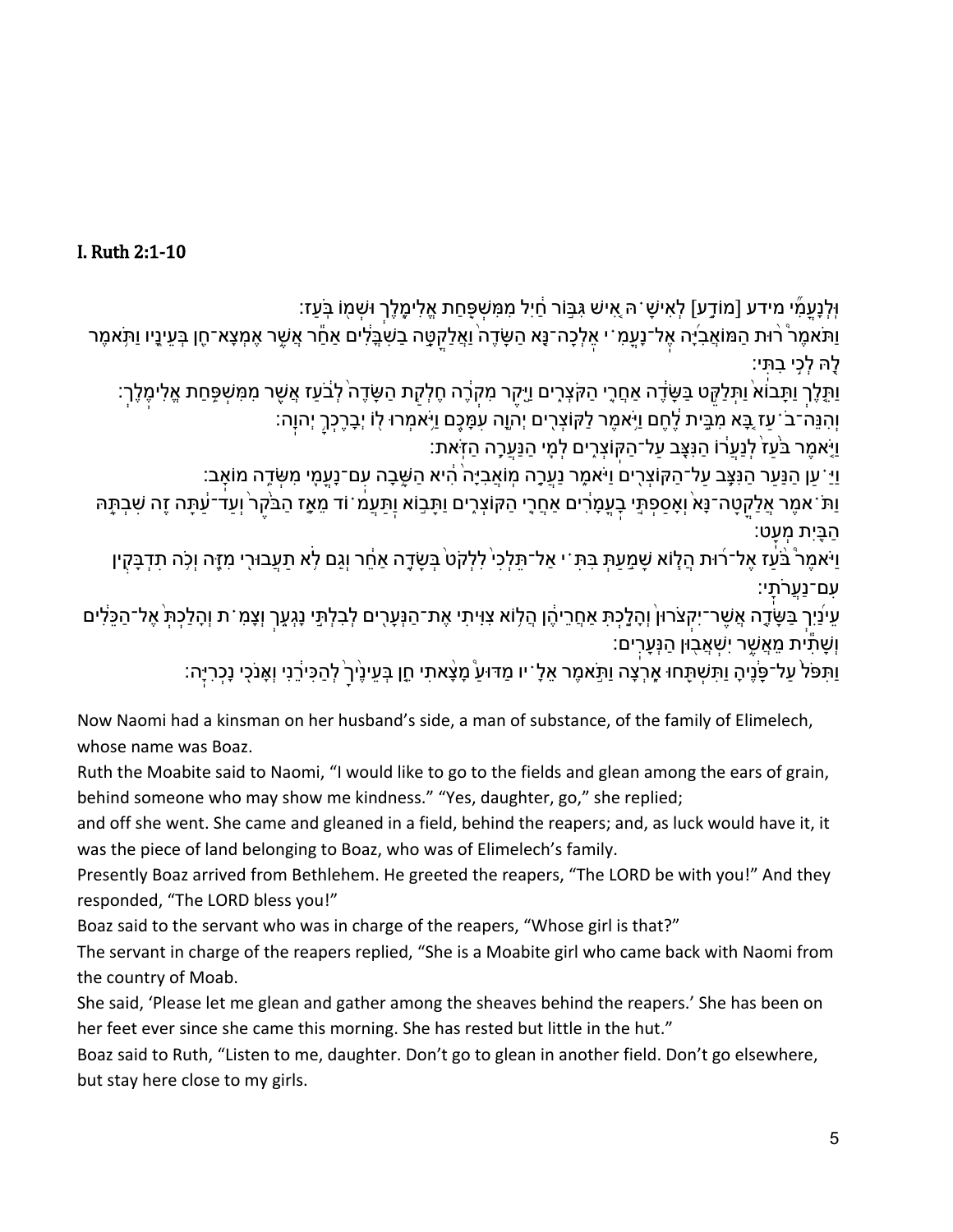## I. Ruth 2:1-10

וּֽלְנָעֳמִ֞י מידע [מוֹדַ֣ע] לְאִישָׁ֗הּ אִ֚ישׁ גִּבּ֣וֹר חַ֔יִל מִמִּשְׁפַּ֖חַת אֱלִימֶ֑לֶךְ וּשְׁמ֖וֹ בֹּֽעַז׃

וַתֹּאמֶר֩ ר֨וּת הַמּוֹאֲבִיָּ֜ה אֶֽל־נָעֳמִ֗י אֵֽלְכָה־נָּ֤א הַשָּׂדֶה֙ וַאֲלַקֳטָ֣ה בַשִׁבֳּלִ֔ים אַחַ֕ר אֲשֶׁ֥ר אֶמְצָא־חֵ֖ן בְּעֵינָ֑יו וַתֹּ֥אמֶר לָ֖הּ לְכִ֥י בִתִּֽי׃

וַתֵּ֤לֶךְ וַתָּבוֹא֙ וַתְּלַקֵּ֣ט בַּשָּׂדֶ֔ה אַחֲרֵ֖י הַקֹּצְרִ֑ים וַיִּ֣קֶר מִקְרֶ֔הָ חֶלְקַ֤ת הַשָּׂדֶה֙ לְבֹ֔עַז אֲשֶׁ֖ר מִמִּשְׁפַּ֥חַת אֱלִימֶֽלֶךְ׃

וְהִנֵּה־בֹ֗עַז בָּ֚א מִבֵּ֣ית לֶ֔חֶם וַיֹּ֥אמֶר לַקּוֹצְרִ֖ים יְהוָ֣ה עִמָּכֶ֑ם וַיֹּ֥אמְרוּ ל֖וֹ יְבָרֶכְךָ֥ יְהוָֽה׃

וַיֹּ֤אמֶר בֹּ֙עַז֙ לְנַעֲר֔וֹ הַנִּצָּ֖ב עַל־הַקּֽוֹצְרִ֑ים לְמִ֖י הַנַּעֲרָ֥ה הַזֹּֽאת׃

וַיַּ֗עַן הַנַּ֛עַר הַנִּצָּ֥ב עַל־הַקּוֹצְרִ֖ים וַיֹּאמַ֑ר נַעֲרָ֤ה מֽוֹאֲבִיָּה֙ הִ֔יא הַשָּׁ֥בָה עִֽם־נָעֳמִ֖י מִשְּׂדֵ֥ה מוֹאָֽב׃

וַתֹּ֗אמֶר אֲלַקֳטָה־נָּא֙ וְאָסַפְתִּ֣י בָֽעֳמָרִ֔ים אַחֲרֵ֖י הַקּוֹצְרִ֑ים וַתָּב֣וֹא וַֽתַּעֲמ֗וֹד מֵאָ֤ז הַבֹּ֙קֶר֙ וְעַד־עַ֔תָּה זֶ֛ה שִׁבְתָּ֥הּ הַבַּ֖יִת מְעָֽט׃

וַיֹּאמֶר֩ בֹּ֨עַז אֶל־ר֜וּת הֲל֧וֹא שָׁמַ֣עַתְּ בִּתִּ֗י אַל־תֵּלְכִי֙ לִלְקֹט֙ בְּשָׂדֶ֣ה אַחֵ֔ר וְגַ֛ם לֹ֥א תַעֲבוּרִ֖י מִזֶּ֑ה וְכֹ֥ה תִדְבָּקִ֖ין עִם־נַעֲרֹתָֽי׃

עֵינַ֜יִךְ בַּשָּׂדֶ֤ה אֲשֶׁר־יִקְצֹרוּן֙ וְהָלַ֣כְתְּ אַחֲרֵיהֶ֔ן הֲל֥וֹא צִוִּ֛יתִי אֶת־הַנְּעָרִ֖ים לְבִלְתִּ֣י נָגְעֵ֑ךְ וְצָמִ֗ת וְהָלַכְתְּ֙ אֶל־הַכֵּלִ֔ים וְשָׁתִ֕ית מֵאֲשֶׁ֥ר יִשְׁאֲב֖וּן הַנְּעָרִֽים׃

וַתִּפֹּל֙ עַל־פָּנֶ֔יהָ וַתִּשְׁתַּ֖חוּ אָ֑רְצָה וַתֹּ֣אמֶר אֵלָ֗יו מַדּוּעַ֩ מָצָ֨אתִי חֵ֤ן בְּעֵינֶ֙יךָ֙ לְהַכִּירֵ֔נִי וְאָנֹכִ֖י נָכְרִיָּֽה׃

Now Naomi had a kinsman on her husband's side, a man of substance, of the family of Elimelech, whose name was Boaz.

Ruth the Moabite said to Naomi, "I would like to go to the fields and glean among the ears of grain, behind someone who may show me kindness." "Yes, daughter, go," she replied;

and off she went. She came and gleaned in a field, behind the reapers; and, as luck would have it, it was the piece of land belonging to Boaz, who was of Elimelech's family.

Presently Boaz arrived from Bethlehem. He greeted the reapers, "The LORD be with you!" And they responded, "The LORD bless you!"

Boaz said to the servant who was in charge of the reapers, "Whose girl is that?"

The servant in charge of the reapers replied, "She is a Moabite girl who came back with Naomi from the country of Moab.

She said, 'Please let me glean and gather among the sheaves behind the reapers.' She has been on her feet ever since she came this morning. She has rested but little in the hut."

Boaz said to Ruth, "Listen to me, daughter. Don't go to glean in another field. Don't go elsewhere, but stay here close to my girls.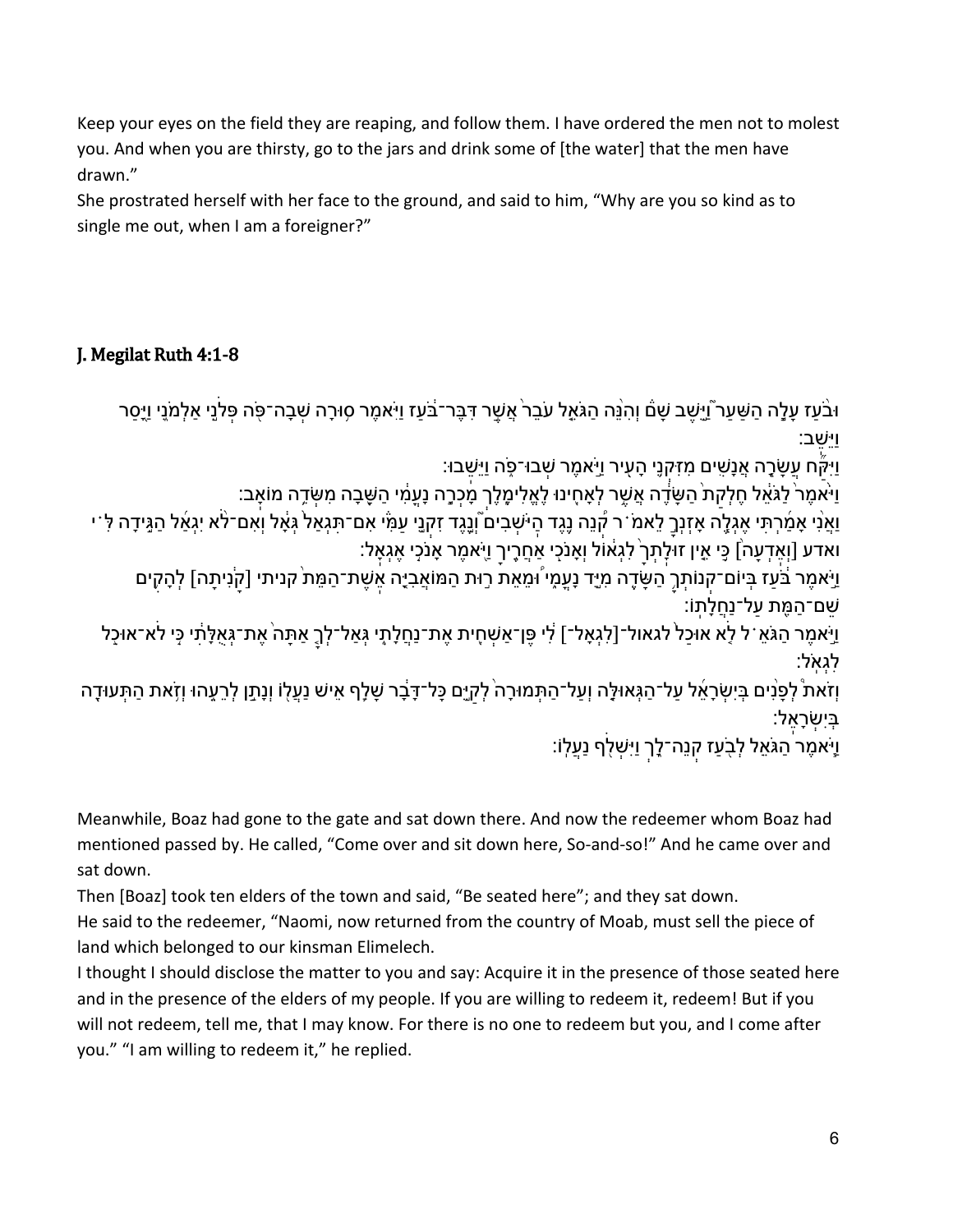Keep your eyes on the field they are reaping, and follow them. I have ordered the men not to molest you. And when you are thirsty, go to the jars and drink some of [the water] that the men have drawn."

She prostrated herself with her face to the ground, and said to him, "Why are you so kind as to single me out, when I am a foreigner?"

## J. Megilat Ruth 4:1-8

וּבֹ֨עַז עָלָ֣ה הַשַּׁעַר֮ וַיֵּ֣שֶׁב שָׁם֒ וְהִנֵּ֨ה הַגֹּאֵ֤ל עֹבֵר֙ אֲשֶׁ֣ר דִּבֶּר־בֹּ֔עַז וַיֹּ֛אמֶר ס֥וּרָה שְׁבָה־פֹּ֖ה פְּלֹנִ֣י אַלְמֹנִ֑י וַיָּ֖סַר וַיֵּשֵֽׁב׃

וַיִּקַּ֗ח עֲשָׂרָ֧ה אֲנָשִׁ֛ים מִזִּקְנֵ֥י הָעִ֖יר וַיֹּ֣אמֶר שְׁבוּ־פֹ֑ה וַיֵּשֵֽׁבוּ׃

וַיֹּ֙אמֶר֙ לַגֹּאֵ֔ל חֶלְקַת֙ הַשָּׂדֶ֔ה אֲשֶׁ֥ר לְאָחִ֖ינוּ לֶאֱלִימֶ֑לֶךְ מָכְרָ֣ה נָעֳמִ֔י הַשָּׁ֖בָה מִשְּׂדֵ֥ה מוֹאָֽב׃

וַאֲנִ֨י אָמַ֜רְתִּי אֶגְלֶ֧ה אָזְנְךָ֣ לֵאמֹ֗ר קְ֠נֵה נֶ֣גֶד הַיֹּשְׁבִ֞ים וְנֶ֣גֶד זִקְנֵ֣י עַמִּ֗י אִם־תִּגְאַל֙ גְּאָ֔ל וְאִם־לֹ֨א יִגְאַ֜ל הַגִּ֣ידָה לִּ֗י ואדע [וְאֵֽדְעָה֙] כִּ֣י אֵ֤ין זוּלָתְךָ֙ לִגְא֔וֹל וְאָנֹכִ֖י אַחֲרֶ֑יךָ וַיֹּ֖אמֶר אָנֹכִ֥י אֶגְאָֽל׃

וַיֹּ֣אמֶר בֹּ֔עַז בְּיוֹם־קְנוֹתְךָ֥ הַשָּׂדֶ֖ה מִיַּ֣ד נָעֳמִ֑י וּ֠מֵאֵת ר֣וּת הַמּוֹאֲבִיָּ֤ה אֵֽשֶׁת־הַמֵּת֙ קניתי [קָנִ֔יתָה] לְהָקִ֥ים שֵׁם־הַמֵּ֖ת עַל־נַחֲלָתֽוֹ׃

וַיֹּ֣אמֶר הַגֹּאֵ֗ל לֹ֤א אוּכַל֙ לגאול־[לִגְאָל־] לִ֔י פֶּן־אַשְׁחִ֖ית אֶת־נַחֲלָתִ֑י גְּאַל־לְךָ֤ אַתָּה֙ אֶת־גְּאֻלָּתִ֔י כִּ֥י לֹא־אוּכַ֖ל לִגְאֹֽל׃

וְזֹאת֩ לְפָנִ֨ים בְּיִשְׂרָאֵ֜ל עַל־הַגְּאוּלָּ֣ה וְעַל־הַתְּמוּרָ֗ה לְקַיֵּ֣ם כָּל־דָּבָ֔ר שָׁלַ֥ף אִ֛ישׁ נַעֲל֖וֹ וְנָתַ֣ן לְרֵעֵ֑הוּ וְזֹ֥את הַתְּעוּדָ֖ה בְּיִשְׂרָאֵֽל׃

וַיֹּ֧אמֶר הַגֹּאֵ֛ל לְבֹ֖עַז קְנֵה־לָ֑ךְ וַיִּשְׁלֹ֖ף נַעֲלֽוֹ׃

Meanwhile, Boaz had gone to the gate and sat down there. And now the redeemer whom Boaz had mentioned passed by. He called, "Come over and sit down here, So-and-so!" And he came over and sat down.

Then [Boaz] took ten elders of the town and said, "Be seated here"; and they sat down.

He said to the redeemer, "Naomi, now returned from the country of Moab, must sell the piece of land which belonged to our kinsman Elimelech.

I thought I should disclose the matter to you and say: Acquire it in the presence of those seated here and in the presence of the elders of my people. If you are willing to redeem it, redeem! But if you will not redeem, tell me, that I may know. For there is no one to redeem but you, and I come after you." "I am willing to redeem it," he replied.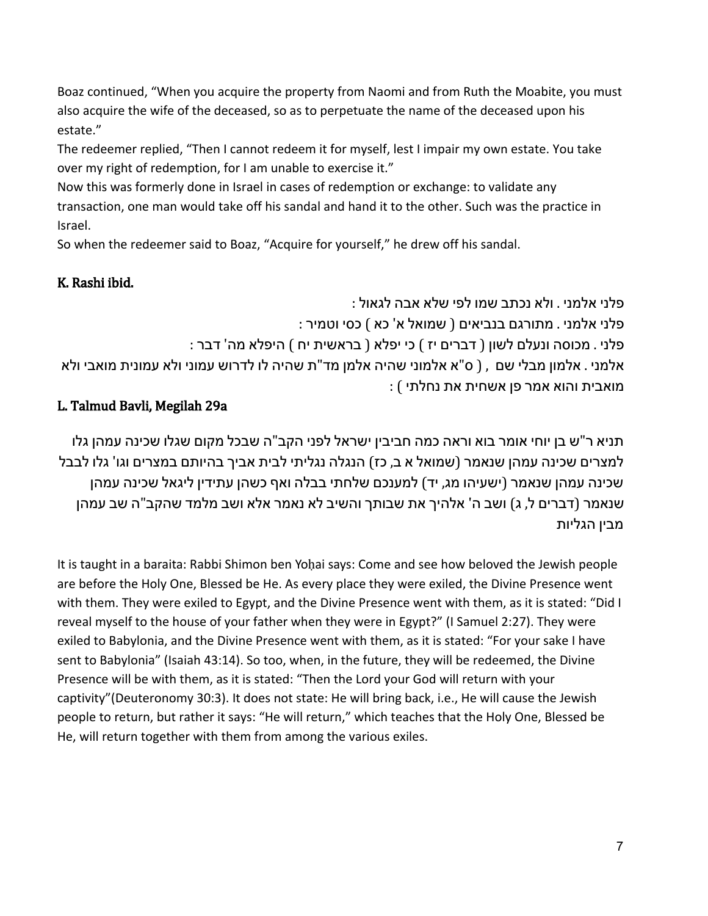Boaz continued, “When you acquire the property from Naomi and from Ruth the Moabite, you must also acquire the wife of the deceased, so as to perpetuate the name of the deceased upon his estate.”

The redeemer replied, “Then I cannot redeem it for myself, lest I impair my own estate. You take over my right of redemption, for I am unable to exercise it.”

Now this was formerly done in Israel in cases of redemption or exchange: to validate any transaction, one man would take off his sandal and hand it to the other. Such was the practice in Israel.

So when the redeemer said to Boaz, “Acquire for yourself,” he drew off his sandal.

## K. Rashi ibid.

פלני אלמני . ולא נכתב שמו לפי שלא אבה לגאול :

פלני אלמני . מתורגם בנביאים ( שמואל א' כא ) כסי וטמיר :

פלני . מכוסה ונעלם לשון ( דברים יז ) כי יפלא ( בראשית יח ) היפלא מה' דבר :

אלמני . אלמון מבלי שם , ( ס"א אלמוני שהיה אלמן מד"ת שהיה לו לדרוש עמוני ולא עמונית מואבי ולא מואבית והוא אמר פן אשחית את נחלתי ) :

## L. Talmud Bavli, Megilah 29a

תניא ר"ש בן יוחי אומר בוא וראה כמה חביבין ישראל לפני הקב"ה שבכל מקום שגלו שכינה עמהן גלו למצרים שכינה עמהן שנאמר (שמואל א ב, כז) הנגלה נגליתי לבית אביך בהיותם במצרים וגו' גלו לבבל שכינה עמהן שנאמר (ישעיהו מג, יד) למענכם שלחתי בבלה ואף כשהן עתידין ליגאל שכינה עמהן שנאמר (דברים ל, ג) ושב ה' אלהיך את שבותך והשיב לא נאמר אלא ושב מלמד שהקב"ה שב עמהן מבין הגליות

It is taught in a baraita: Rabbi Shimon ben Yoḥai says: Come and see how beloved the Jewish people are before the Holy One, Blessed be He. As every place they were exiled, the Divine Presence went with them. They were exiled to Egypt, and the Divine Presence went with them, as it is stated: “Did I reveal myself to the house of your father when they were in Egypt?” (I Samuel 2:27). They were exiled to Babylonia, and the Divine Presence went with them, as it is stated: “For your sake I have sent to Babylonia” (Isaiah 43:14). So too, when, in the future, they will be redeemed, the Divine Presence will be with them, as it is stated: “Then the Lord your God will return with your captivity”(Deuteronomy 30:3). It does not state: He will bring back, i.e., He will cause the Jewish people to return, but rather it says: “He will return,” which teaches that the Holy One, Blessed be He, will return together with them from among the various exiles.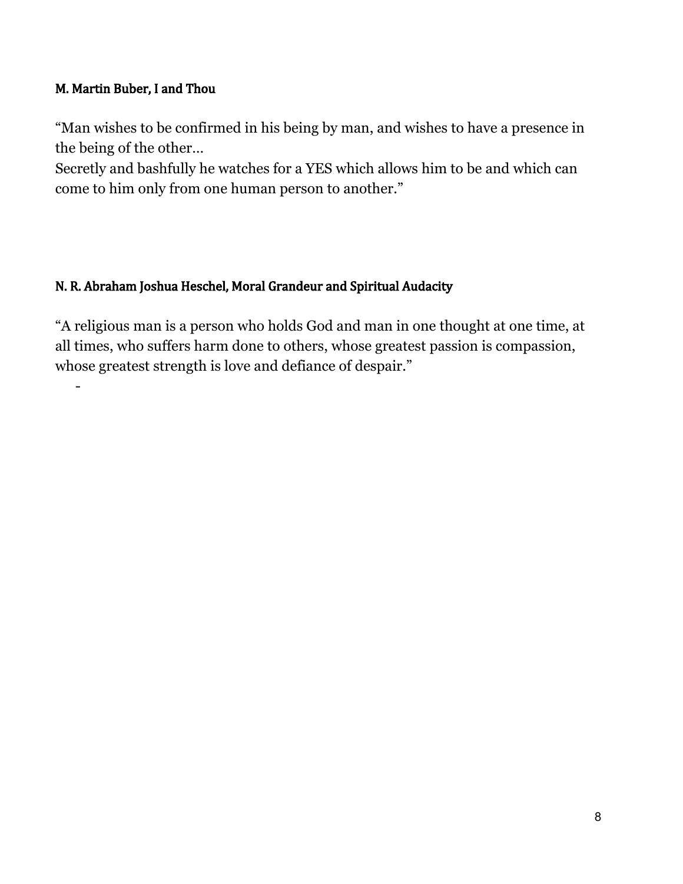**M. Martin Buber, I and Thou**

"Man wishes to be confirmed in his being by man, and wishes to have a presence in the being of the other…
Secretly and bashfully he watches for a YES which allows him to be and which can come to him only from one human person to another."

**N. R. Abraham Joshua Heschel, Moral Grandeur and Spiritual Audacity**

"A religious man is a person who holds God and man in one thought at one time, at all times, who suffers harm done to others, whose greatest passion is compassion, whose greatest strength is love and defiance of despair."

-